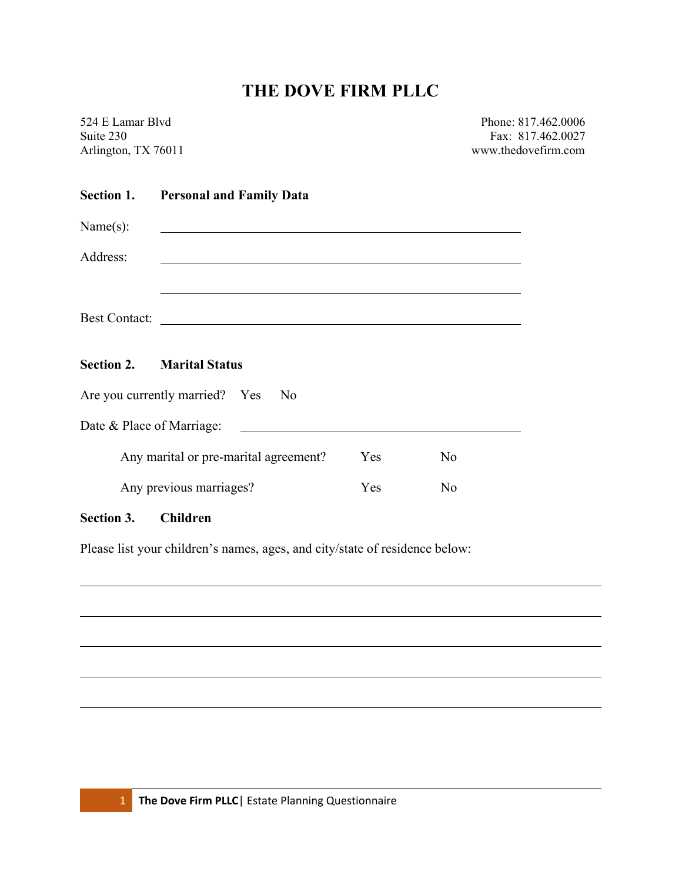# THE DOVE FIRM PLLC

524 E Lamar Blvd
Suite 230
Arlington, TX 76011

Phone: 817.462.0006
Fax: 817.462.0027
www.thedovefirm.com

**Section 1. Personal and Family Data**

Name(s): ______________________________________________

Address: ______________________________________________

______________________________________________

Best Contact: ______________________________________________

**Section 2. Marital Status**

Are you currently married? Yes No

Date & Place of Marriage: ______________________________________________

Any marital or pre-marital agreement? Yes No

Any previous marriages? Yes No

**Section 3. Children**

Please list your children's names, ages, and city/state of residence below:

______________________________________________

______________________________________________

______________________________________________

______________________________________________

______________________________________________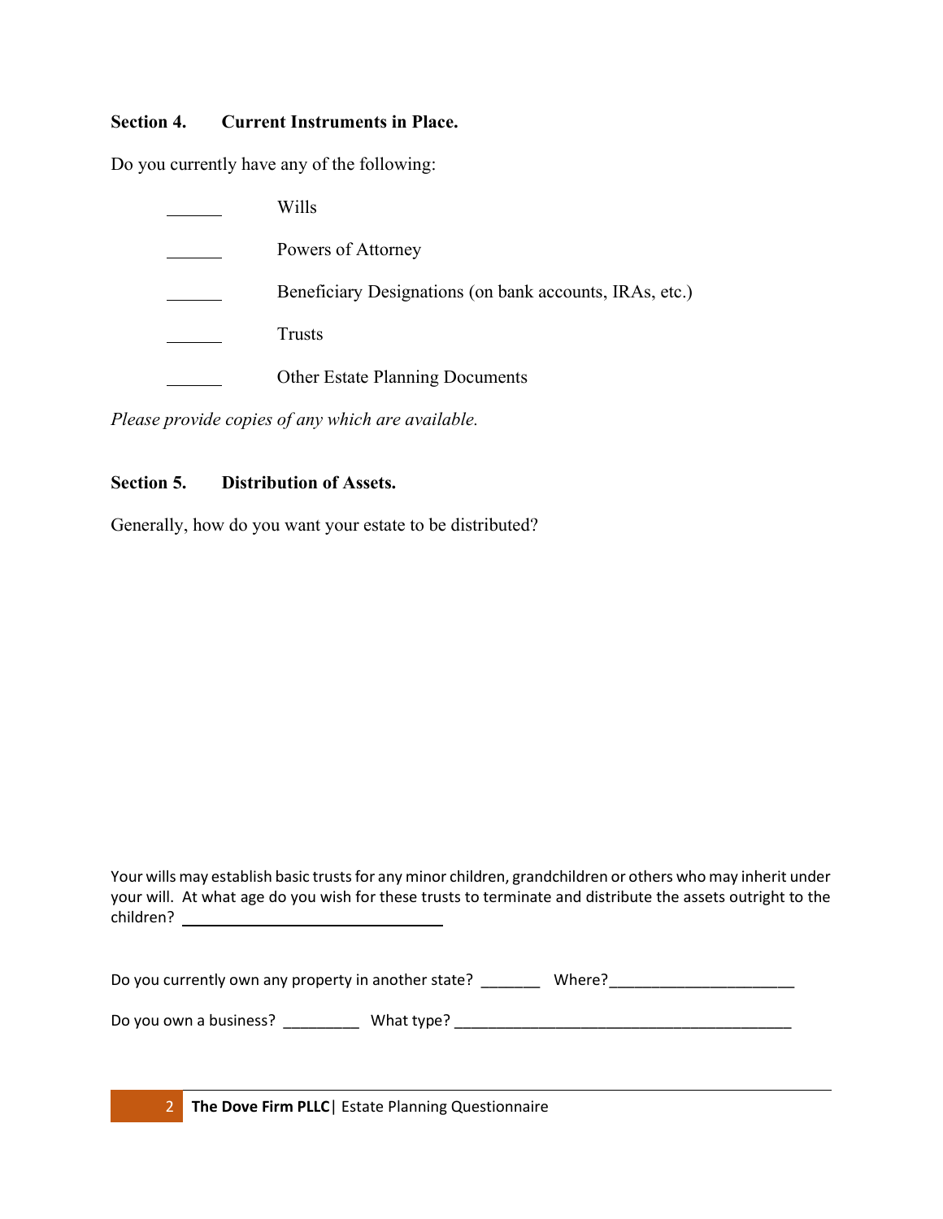### Section 4. Current Instruments in Place.

Do you currently have any of the following:

______ Wills

______ Powers of Attorney

______ Beneficiary Designations (on bank accounts, IRAs, etc.)

______ Trusts

______ Other Estate Planning Documents

*Please provide copies of any which are available.*

### Section 5. Distribution of Assets.

Generally, how do you want your estate to be distributed?

Your wills may establish basic trusts for any minor children, grandchildren or others who may inherit under your will. At what age do you wish for these trusts to terminate and distribute the assets outright to the children? ______________________

Do you currently own any property in another state? _______ Where?______________________

Do you own a business? _________ What type? ________________________________________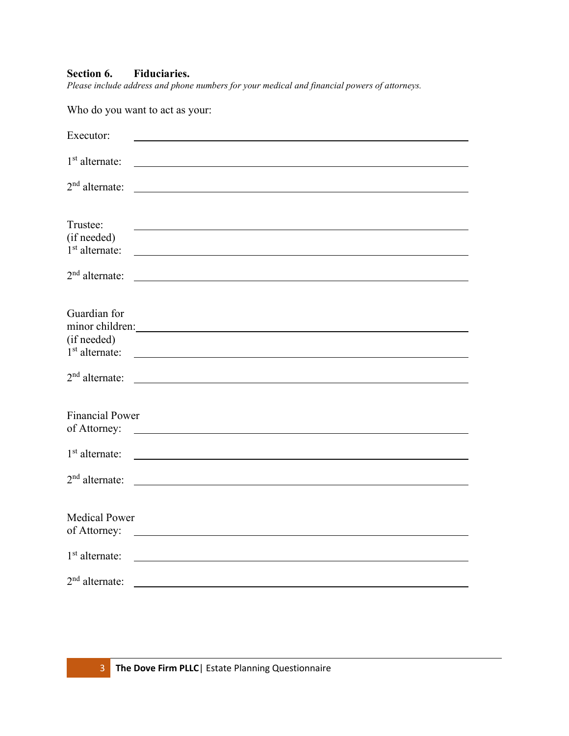**Section 6. Fiduciaries.**

*Please include address and phone numbers for your medical and financial powers of attorneys.*

Who do you want to act as your:

Executor: ______________________________

1st alternate: ______________________________

2nd alternate: ______________________________

Trustee: ______________________________
(if needed)
1st alternate: ______________________________

2nd alternate: ______________________________

Guardian for
minor children: ______________________________
(if needed)
1st alternate: ______________________________

2nd alternate: ______________________________

Financial Power
of Attorney: ______________________________

1st alternate: ______________________________

2nd alternate: ______________________________

Medical Power
of Attorney: ______________________________

1st alternate: ______________________________

2nd alternate: ______________________________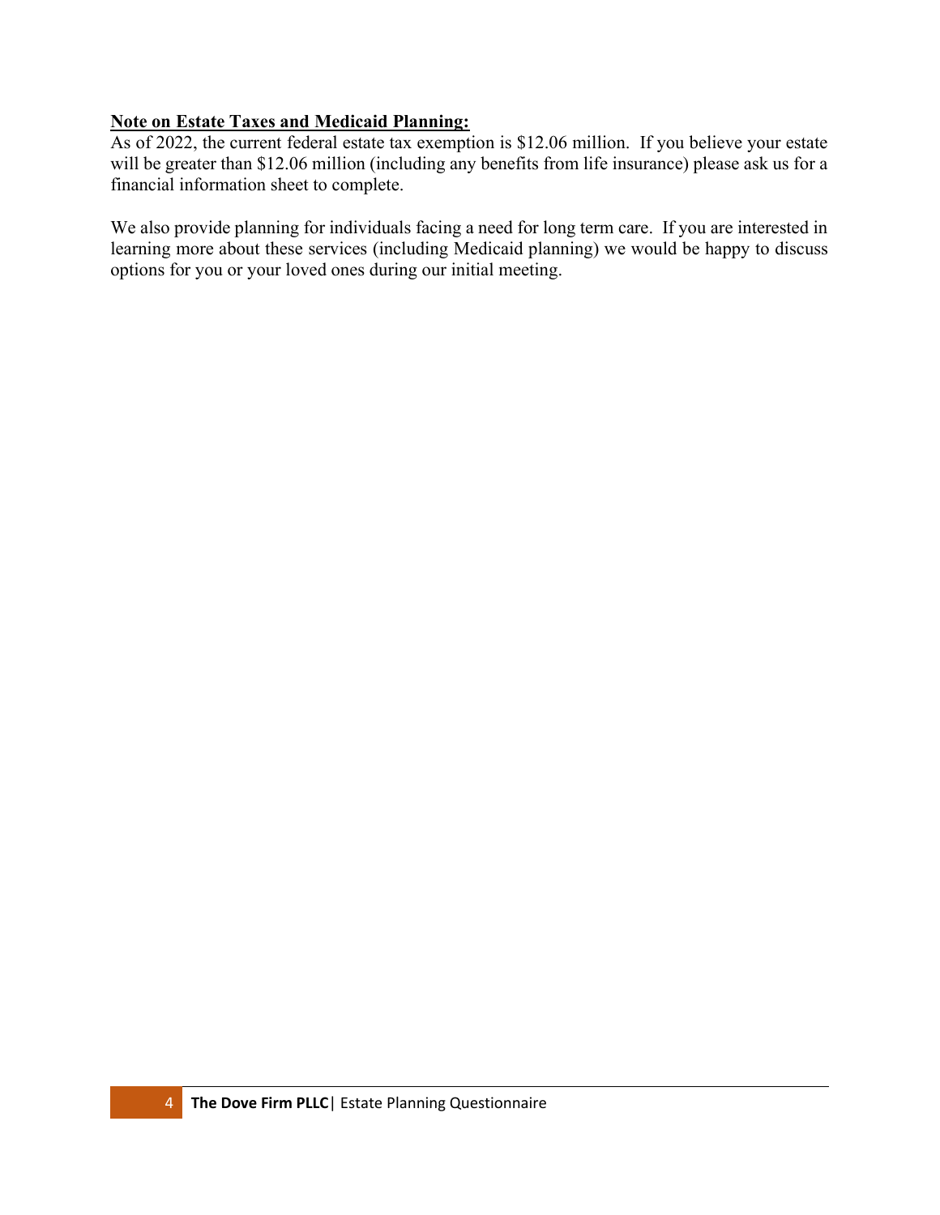**Note on Estate Taxes and Medicaid Planning:**

As of 2022, the current federal estate tax exemption is $12.06 million. If you believe your estate will be greater than $12.06 million (including any benefits from life insurance) please ask us for a financial information sheet to complete.

We also provide planning for individuals facing a need for long term care. If you are interested in learning more about these services (including Medicaid planning) we would be happy to discuss options for you or your loved ones during our initial meeting.